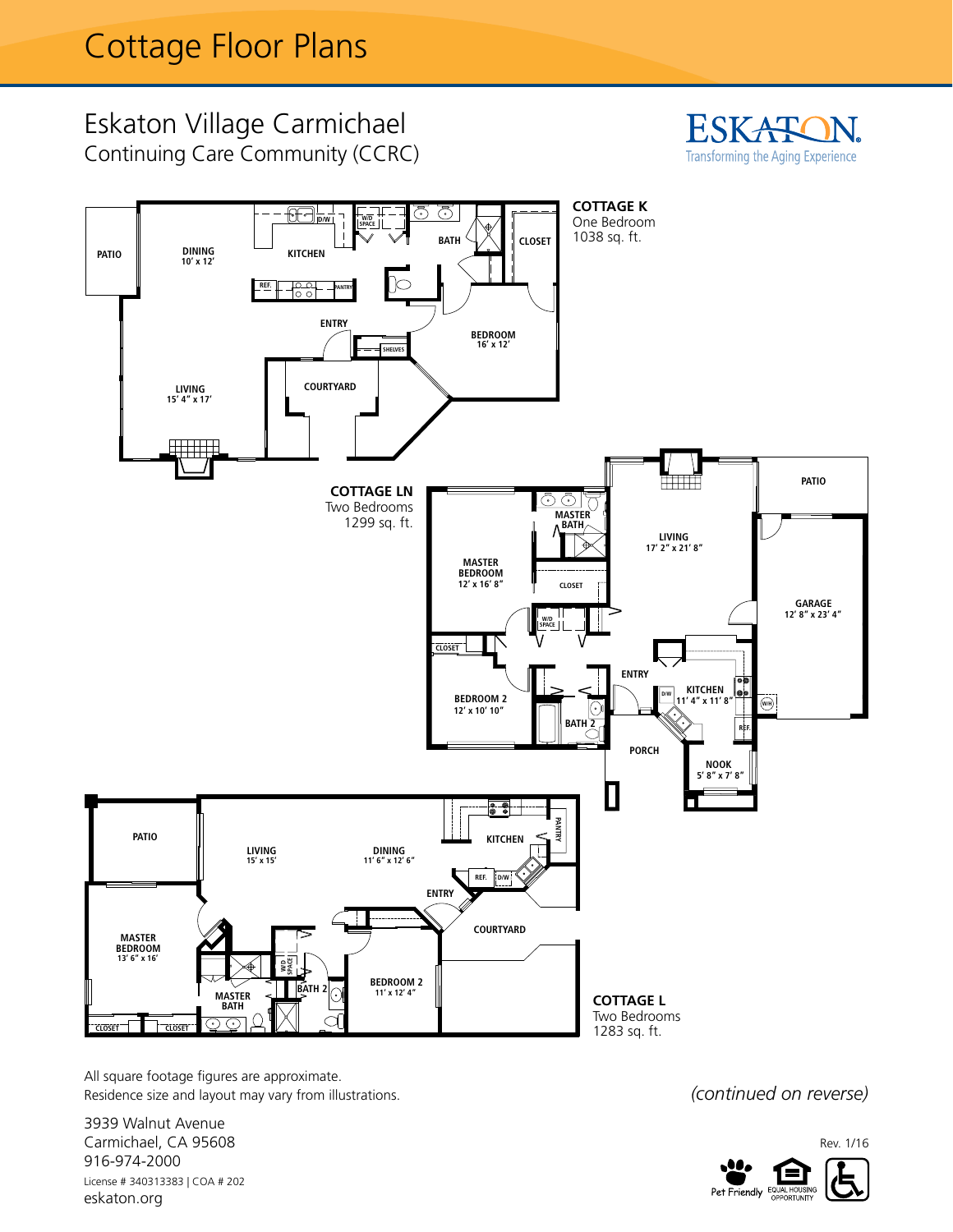# Cottage Floor Plans

## Eskaton Village Carmichael

Continuing Care Community (CCRC)

ESKATON
Transforming the Aging Experience

**COTTAGE K**
One Bedroom
1038 sq. ft.

PATIO
DINING 10' x 12'
KITCHEN
D/W
W/D SPACE
BATH
CLOSET
REF.
PANTRY
ENTRY
BEDROOM 16' x 12'
SHELVES
COURTYARD
LIVING 15' 4" x 17'

**COTTAGE LN**
Two Bedrooms
1299 sq. ft.

MASTER BATH
MASTER BEDROOM 12' x 16' 8"
CLOSET
LIVING 17' 2" x 21' 8"
PATIO
GARAGE 12' 8" x 23' 4"
W/D SPACE
CLOSET
ENTRY
BEDROOM 2 12' x 10' 10"
BATH 2
D/W
KITCHEN 11' 4" x 11' 8"
W/H
REF.
PORCH
NOOK 5' 8" x 7' 8"

PATIO
LIVING 15' x 15'
DINING 11' 6" x 12' 6"
KITCHEN
PANTRY
REF.
D/W
ENTRY
COURTYARD
MASTER BEDROOM 13' 6" x 16'
W/D SPACE
BATH 2
BEDROOM 2 11' x 12' 4"
MASTER BATH
CLOSET
CLOSET

**COTTAGE L**
Two Bedrooms
1283 sq. ft.

All square footage figures are approximate.
Residence size and layout may vary from illustrations.

*(continued on reverse)*

3939 Walnut Avenue
Carmichael, CA 95608
916-974-2000
License # 340313383 | COA # 202
eskaton.org

Rev. 1/16

Pet Friendly | EQUAL HOUSING OPPORTUNITY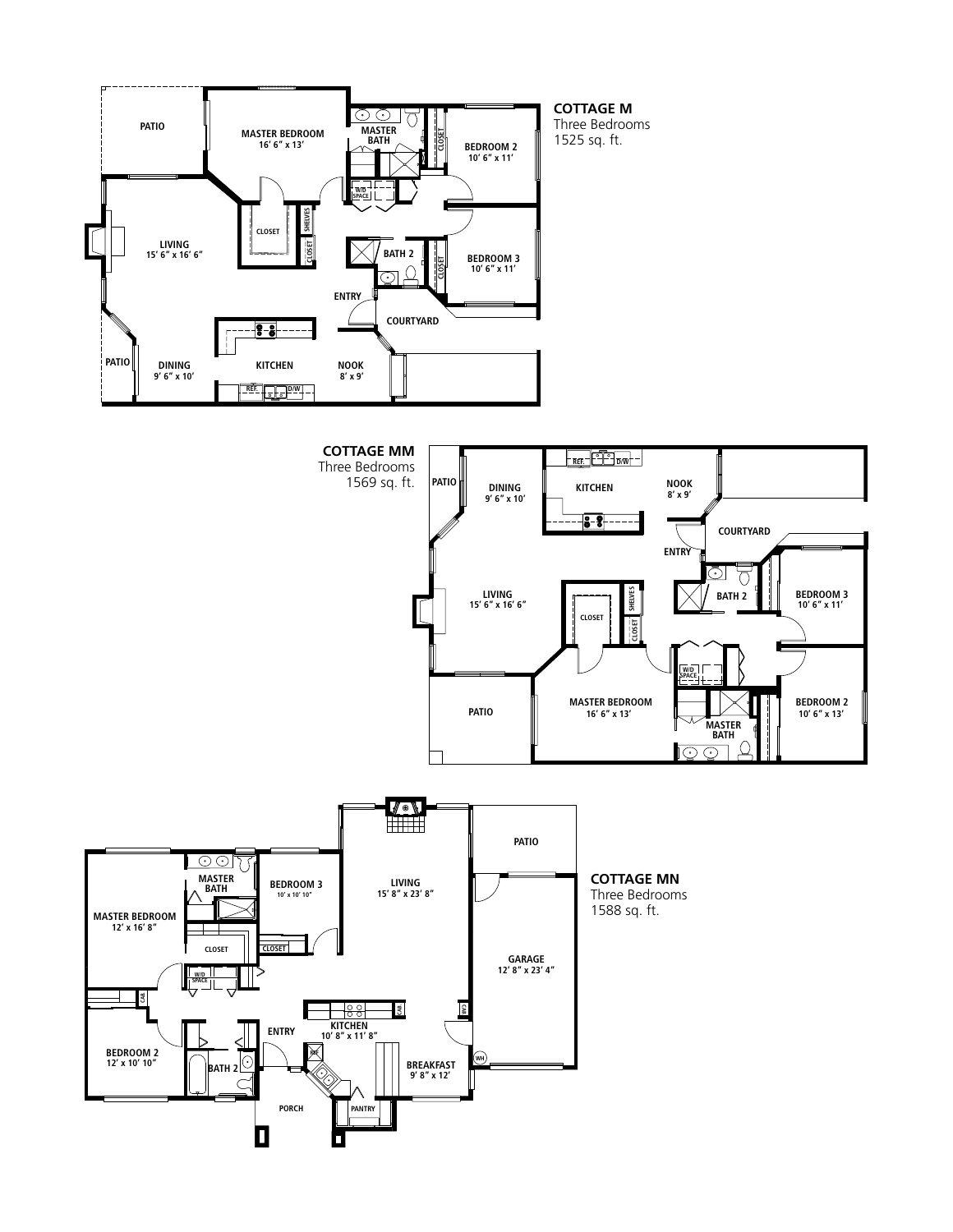## COTTAGE M
Three Bedrooms
1525 sq. ft.

PATIO

MASTER BEDROOM
16' 6" x 13'

MASTER BATH

CLOSET

BEDROOM 2
10' 6" x 11'

W/D SPACE

CLOSET

SHELVES

CLOSET

LIVING
15' 6" x 16' 6"

BATH 2

CLOSET

BEDROOM 3
10' 6" x 11'

ENTRY

COURTYARD

PATIO

DINING
9' 6" x 10'

KITCHEN

NOOK
8' x 9'

REF.

D/W

## COTTAGE MM
Three Bedrooms
1569 sq. ft.

PATIO

DINING
9' 6" x 10'

REF.

D/W

KITCHEN

NOOK
8' x 9'

COURTYARD

ENTRY

LIVING
15' 6" x 16' 6"

CLOSET

SHELVES

CLOSET

BATH 2

BEDROOM 3
10' 6" x 11'

W/D SPACE

PATIO

MASTER BEDROOM
16' 6" x 13'

MASTER BATH

BEDROOM 2
10' 6" x 13'

## COTTAGE MN
Three Bedrooms
1588 sq. ft.

PATIO

MASTER BATH

BEDROOM 3
10' x 10' 10"

LIVING
15' 8" x 23' 8"

MASTER BEDROOM
12' x 16' 8"

CLOSET

CLOSET

W/D SPACE

GARAGE
12' 8" x 23' 4"

CAB

CAB

CAB

KITCHEN
10' 8" x 11' 8"

ENTRY

BEDROOM 2
12' x 10' 10"

BATH 2

REF

BREAKFAST
9' 8" x 12'

WH

PORCH

PANTRY